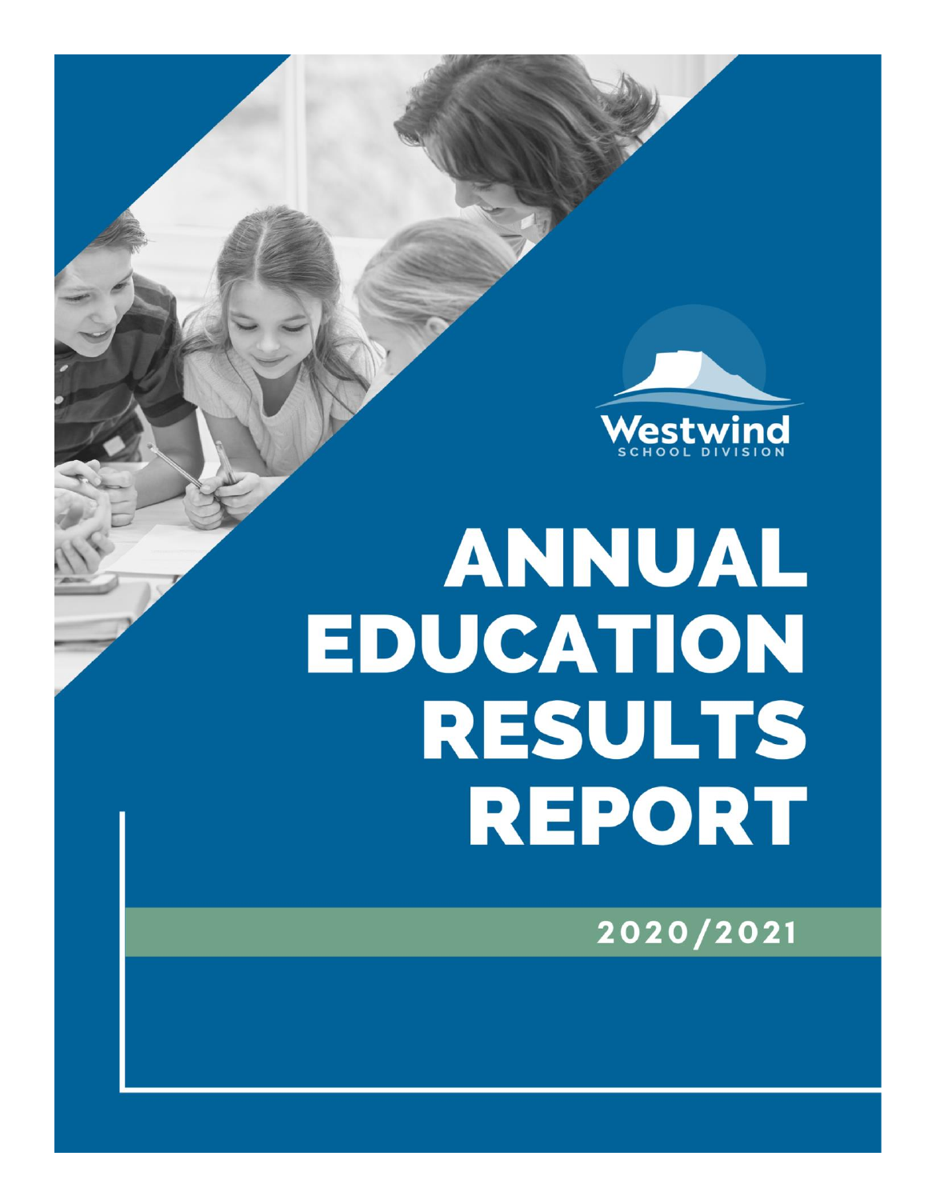Westwind
SCHOOL DIVISION

# ANNUAL EDUCATION RESULTS REPORT

2020/2021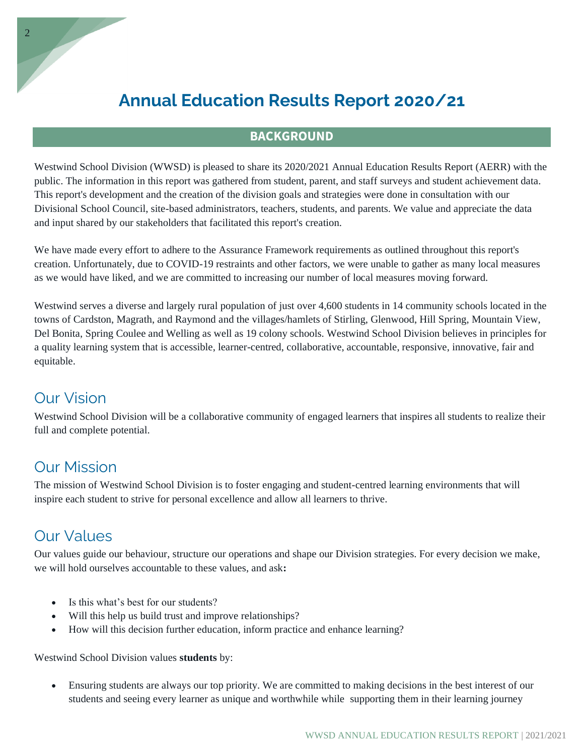# Annual Education Results Report 2020/21

## BACKGROUND

Westwind School Division (WWSD) is pleased to share its 2020/2021 Annual Education Results Report (AERR) with the public. The information in this report was gathered from student, parent, and staff surveys and student achievement data. This report's development and the creation of the division goals and strategies were done in consultation with our Divisional School Council, site-based administrators, teachers, students, and parents. We value and appreciate the data and input shared by our stakeholders that facilitated this report's creation.

We have made every effort to adhere to the Assurance Framework requirements as outlined throughout this report's creation. Unfortunately, due to COVID-19 restraints and other factors, we were unable to gather as many local measures as we would have liked, and we are committed to increasing our number of local measures moving forward.

Westwind serves a diverse and largely rural population of just over 4,600 students in 14 community schools located in the towns of Cardston, Magrath, and Raymond and the villages/hamlets of Stirling, Glenwood, Hill Spring, Mountain View, Del Bonita, Spring Coulee and Welling as well as 19 colony schools. Westwind School Division believes in principles for a quality learning system that is accessible, learner-centred, collaborative, accountable, responsive, innovative, fair and equitable.

## Our Vision

Westwind School Division will be a collaborative community of engaged learners that inspires all students to realize their full and complete potential.

## Our Mission

The mission of Westwind School Division is to foster engaging and student-centred learning environments that will inspire each student to strive for personal excellence and allow all learners to thrive.

## Our Values

Our values guide our behaviour, structure our operations and shape our Division strategies. For every decision we make, we will hold ourselves accountable to these values, and ask**:**

- Is this what's best for our students?
- Will this help us build trust and improve relationships?
- How will this decision further education, inform practice and enhance learning?

Westwind School Division values **students** by:

- Ensuring students are always our top priority. We are committed to making decisions in the best interest of our students and seeing every learner as unique and worthwhile while supporting them in their learning journey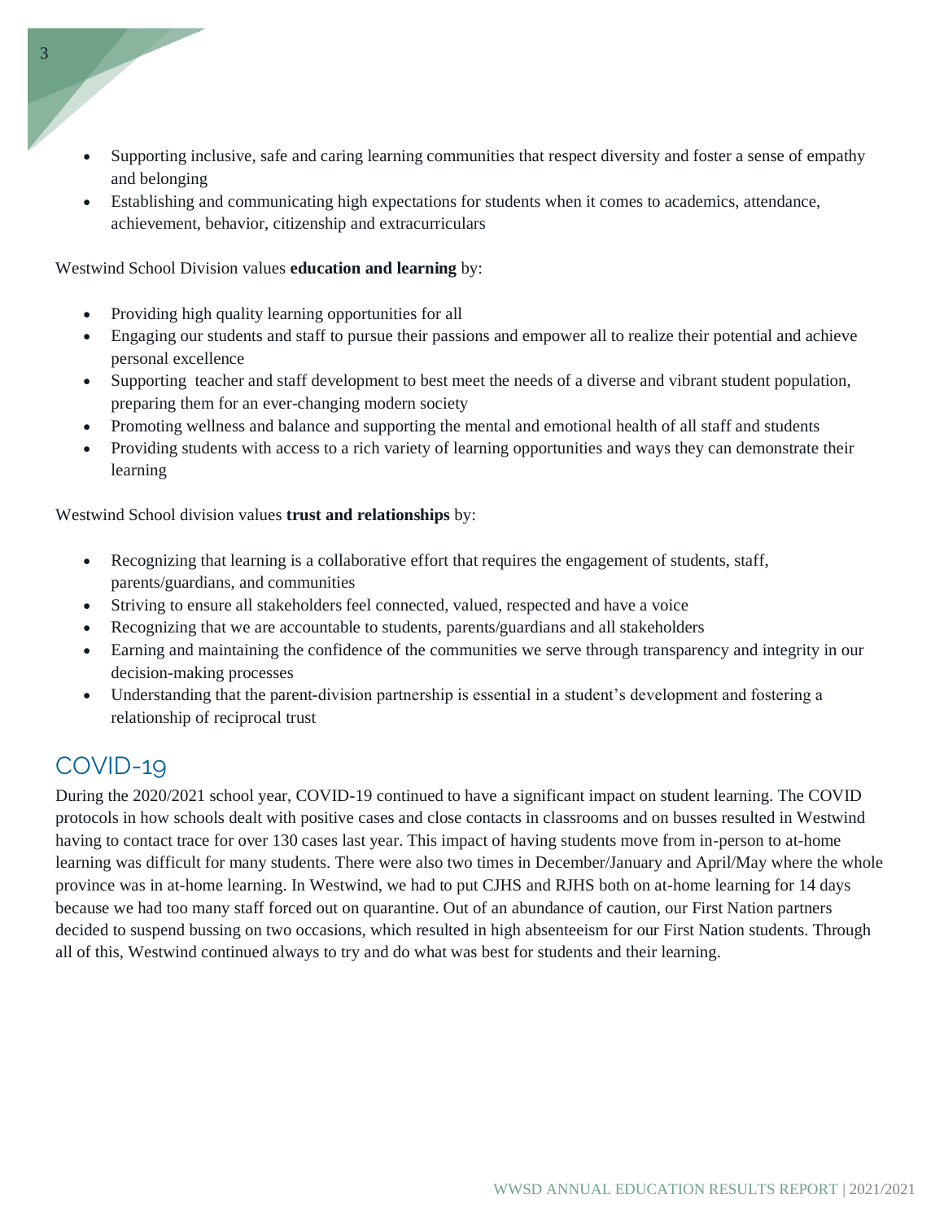- Supporting inclusive, safe and caring learning communities that respect diversity and foster a sense of empathy and belonging
- Establishing and communicating high expectations for students when it comes to academics, attendance, achievement, behavior, citizenship and extracurriculars

Westwind School Division values **education and learning** by:

- Providing high quality learning opportunities for all
- Engaging our students and staff to pursue their passions and empower all to realize their potential and achieve personal excellence
- Supporting teacher and staff development to best meet the needs of a diverse and vibrant student population, preparing them for an ever-changing modern society
- Promoting wellness and balance and supporting the mental and emotional health of all staff and students
- Providing students with access to a rich variety of learning opportunities and ways they can demonstrate their learning

Westwind School division values **trust and relationships** by:

- Recognizing that learning is a collaborative effort that requires the engagement of students, staff, parents/guardians, and communities
- Striving to ensure all stakeholders feel connected, valued, respected and have a voice
- Recognizing that we are accountable to students, parents/guardians and all stakeholders
- Earning and maintaining the confidence of the communities we serve through transparency and integrity in our decision-making processes
- Understanding that the parent-division partnership is essential in a student's development and fostering a relationship of reciprocal trust

## COVID-19

During the 2020/2021 school year, COVID-19 continued to have a significant impact on student learning. The COVID protocols in how schools dealt with positive cases and close contacts in classrooms and on busses resulted in Westwind having to contact trace for over 130 cases last year. This impact of having students move from in-person to at-home learning was difficult for many students. There were also two times in December/January and April/May where the whole province was in at-home learning. In Westwind, we had to put CJHS and RJHS both on at-home learning for 14 days because we had too many staff forced out on quarantine. Out of an abundance of caution, our First Nation partners decided to suspend bussing on two occasions, which resulted in high absenteeism for our First Nation students. Through all of this, Westwind continued always to try and do what was best for students and their learning.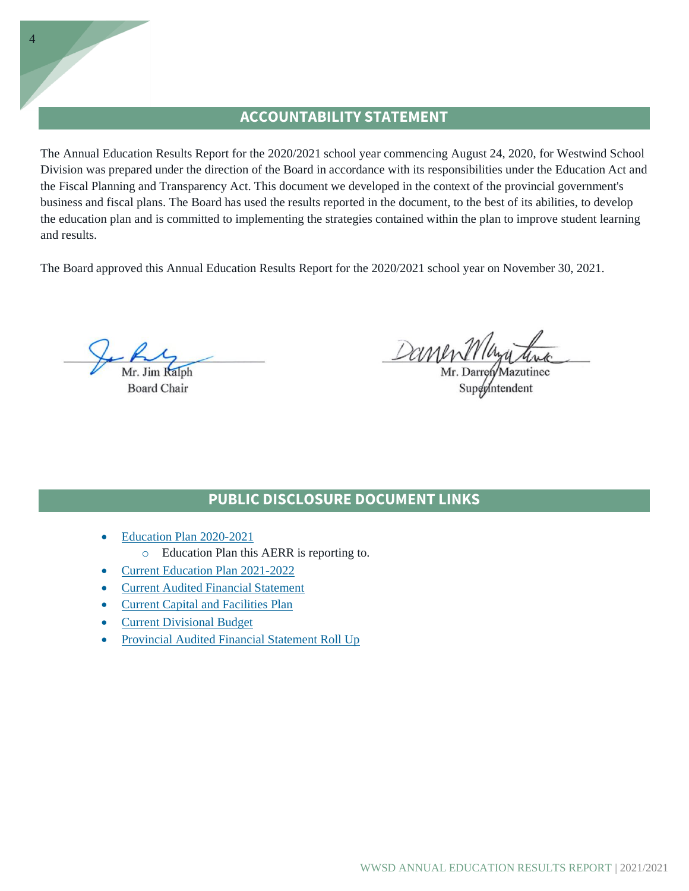## ACCOUNTABILITY STATEMENT

The Annual Education Results Report for the 2020/2021 school year commencing August 24, 2020, for Westwind School Division was prepared under the direction of the Board in accordance with its responsibilities under the Education Act and the Fiscal Planning and Transparency Act. This document we developed in the context of the provincial government's business and fiscal plans. The Board has used the results reported in the document, to the best of its abilities, to develop the education plan and is committed to implementing the strategies contained within the plan to improve student learning and results.

The Board approved this Annual Education Results Report for the 2020/2021 school year on November 30, 2021.

Mr. Jim Ralph
Board Chair

Mr. Darren Mazutinec
Superintendent

## PUBLIC DISCLOSURE DOCUMENT LINKS

- Education Plan 2020-2021
  - Education Plan this AERR is reporting to.
- Current Education Plan 2021-2022
- Current Audited Financial Statement
- Current Capital and Facilities Plan
- Current Divisional Budget
- Provincial Audited Financial Statement Roll Up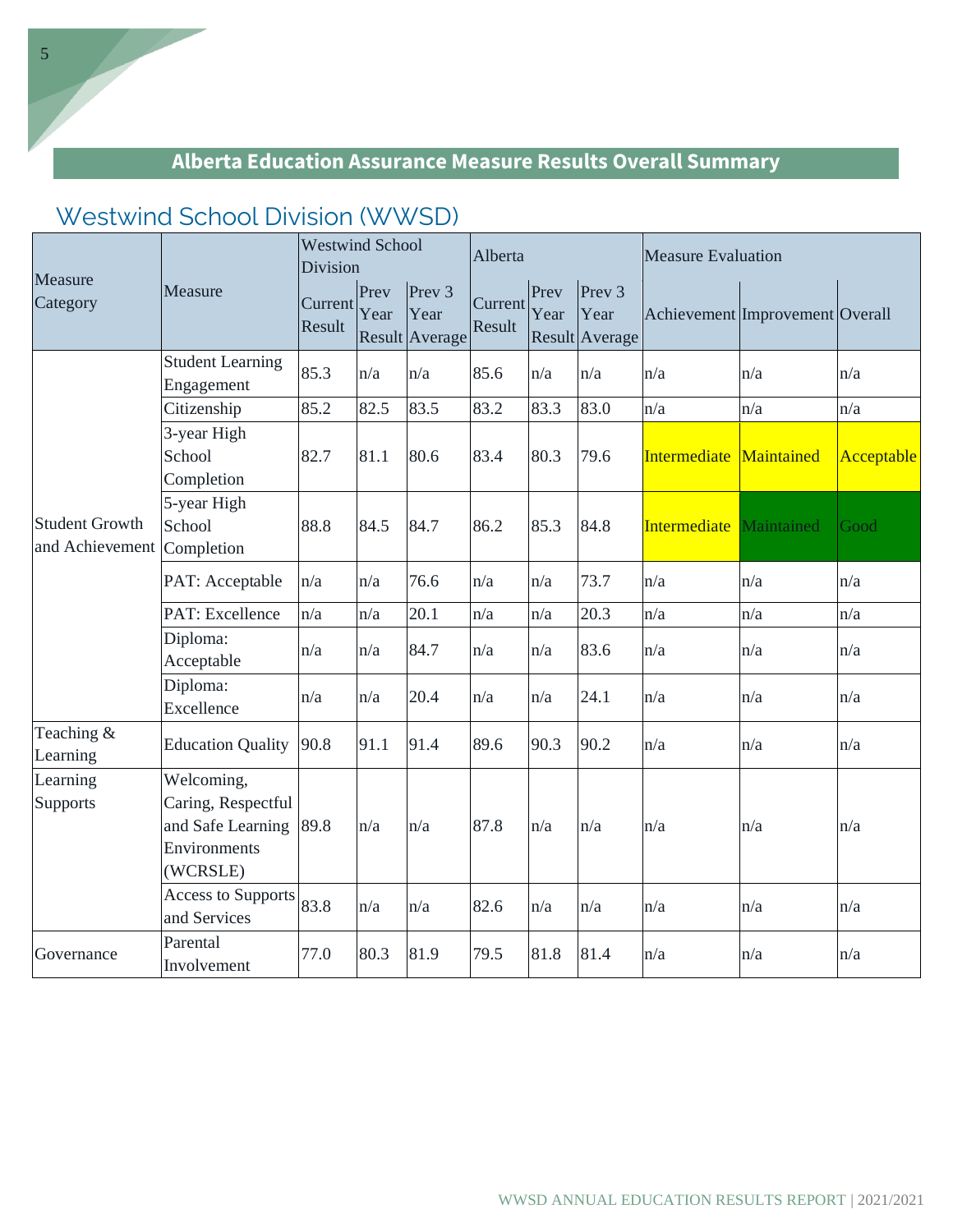## Alberta Education Assurance Measure Results Overall Summary

# Westwind School Division (WWSD)

| Measure Category | Measure | Westwind School Division | | | Alberta | | | Measure Evaluation | | |
|---|---|---|---|---|---|---|---|---|---|---|
| | | Current Result | Prev Year Result | Prev 3 Year Average | Current Result | Prev Year Result | Prev 3 Year Average | Achievement | Improvement | Overall |
| Student Growth and Achievement | Student Learning Engagement | 85.3 | n/a | n/a | 85.6 | n/a | n/a | n/a | n/a | n/a |
| | Citizenship | 85.2 | 82.5 | 83.5 | 83.2 | 83.3 | 83.0 | n/a | n/a | n/a |
| | 3-year High School Completion | 82.7 | 81.1 | 80.6 | 83.4 | 80.3 | 79.6 | Intermediate | Maintained | Acceptable |
| | 5-year High School Completion | 88.8 | 84.5 | 84.7 | 86.2 | 85.3 | 84.8 | Intermediate | Maintained | Good |
| | PAT: Acceptable | n/a | n/a | 76.6 | n/a | n/a | 73.7 | n/a | n/a | n/a |
| | PAT: Excellence | n/a | n/a | 20.1 | n/a | n/a | 20.3 | n/a | n/a | n/a |
| | Diploma: Acceptable | n/a | n/a | 84.7 | n/a | n/a | 83.6 | n/a | n/a | n/a |
| | Diploma: Excellence | n/a | n/a | 20.4 | n/a | n/a | 24.1 | n/a | n/a | n/a |
| Teaching & Learning | Education Quality | 90.8 | 91.1 | 91.4 | 89.6 | 90.3 | 90.2 | n/a | n/a | n/a |
| Learning Supports | Welcoming, Caring, Respectful and Safe Learning Environments (WCRSLE) | 89.8 | n/a | n/a | 87.8 | n/a | n/a | n/a | n/a | n/a |
| | Access to Supports and Services | 83.8 | n/a | n/a | 82.6 | n/a | n/a | n/a | n/a | n/a |
| Governance | Parental Involvement | 77.0 | 80.3 | 81.9 | 79.5 | 81.8 | 81.4 | n/a | n/a | n/a |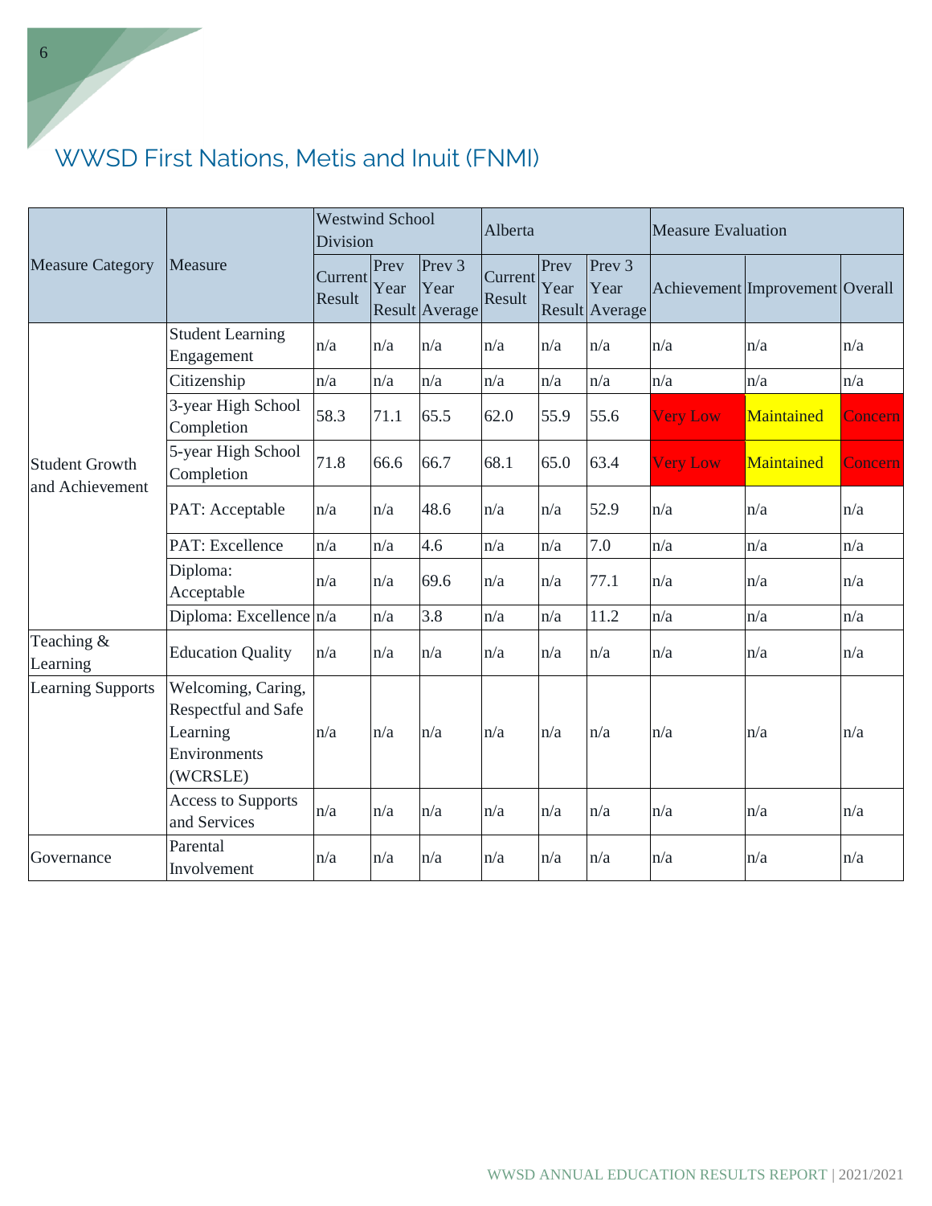## WWSD First Nations, Metis and Inuit (FNMI)

| Measure Category | Measure | Westwind School Division | | | Alberta | | | Measure Evaluation | | |
|---|---|---|---|---|---|---|---|---|---|---|
| | | Current Result | Prev Year Result | Prev 3 Year Average | Current Result | Prev Year Result | Prev 3 Year Average | Achievement | Improvement | Overall |
| Student Growth and Achievement | Student Learning Engagement | n/a | n/a | n/a | n/a | n/a | n/a | n/a | n/a | n/a |
| | Citizenship | n/a | n/a | n/a | n/a | n/a | n/a | n/a | n/a | n/a |
| | 3-year High School Completion | 58.3 | 71.1 | 65.5 | 62.0 | 55.9 | 55.6 | Very Low | Maintained | Concern |
| | 5-year High School Completion | 71.8 | 66.6 | 66.7 | 68.1 | 65.0 | 63.4 | Very Low | Maintained | Concern |
| | PAT: Acceptable | n/a | n/a | 48.6 | n/a | n/a | 52.9 | n/a | n/a | n/a |
| | PAT: Excellence | n/a | n/a | 4.6 | n/a | n/a | 7.0 | n/a | n/a | n/a |
| | Diploma: Acceptable | n/a | n/a | 69.6 | n/a | n/a | 77.1 | n/a | n/a | n/a |
| | Diploma: Excellence | n/a | n/a | 3.8 | n/a | n/a | 11.2 | n/a | n/a | n/a |
| Teaching & Learning | Education Quality | n/a | n/a | n/a | n/a | n/a | n/a | n/a | n/a | n/a |
| Learning Supports | Welcoming, Caring, Respectful and Safe Learning Environments (WCRSLE) | n/a | n/a | n/a | n/a | n/a | n/a | n/a | n/a | n/a |
| | Access to Supports and Services | n/a | n/a | n/a | n/a | n/a | n/a | n/a | n/a | n/a |
| Governance | Parental Involvement | n/a | n/a | n/a | n/a | n/a | n/a | n/a | n/a | n/a |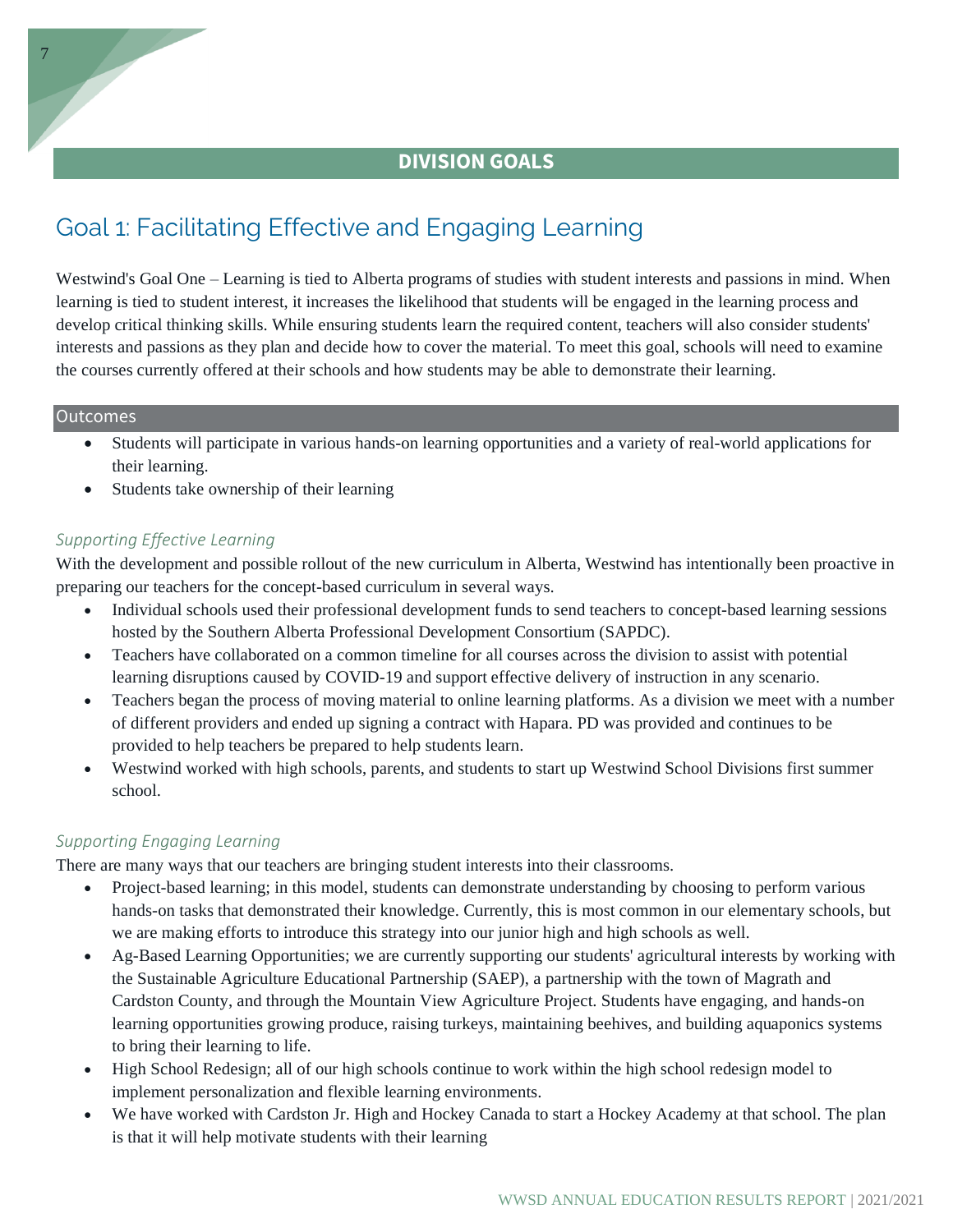## DIVISION GOALS

# Goal 1: Facilitating Effective and Engaging Learning

Westwind's Goal One – Learning is tied to Alberta programs of studies with student interests and passions in mind. When learning is tied to student interest, it increases the likelihood that students will be engaged in the learning process and develop critical thinking skills. While ensuring students learn the required content, teachers will also consider students' interests and passions as they plan and decide how to cover the material. To meet this goal, schools will need to examine the courses currently offered at their schools and how students may be able to demonstrate their learning.

### Outcomes

- Students will participate in various hands-on learning opportunities and a variety of real-world applications for their learning.
- Students take ownership of their learning

### *Supporting Effective Learning*

With the development and possible rollout of the new curriculum in Alberta, Westwind has intentionally been proactive in preparing our teachers for the concept-based curriculum in several ways.

- Individual schools used their professional development funds to send teachers to concept-based learning sessions hosted by the Southern Alberta Professional Development Consortium (SAPDC).
- Teachers have collaborated on a common timeline for all courses across the division to assist with potential learning disruptions caused by COVID-19 and support effective delivery of instruction in any scenario.
- Teachers began the process of moving material to online learning platforms. As a division we meet with a number of different providers and ended up signing a contract with Hapara. PD was provided and continues to be provided to help teachers be prepared to help students learn.
- Westwind worked with high schools, parents, and students to start up Westwind School Divisions first summer school.

### *Supporting Engaging Learning*

There are many ways that our teachers are bringing student interests into their classrooms.

- Project-based learning; in this model, students can demonstrate understanding by choosing to perform various hands-on tasks that demonstrated their knowledge. Currently, this is most common in our elementary schools, but we are making efforts to introduce this strategy into our junior high and high schools as well.
- Ag-Based Learning Opportunities; we are currently supporting our students' agricultural interests by working with the Sustainable Agriculture Educational Partnership (SAEP), a partnership with the town of Magrath and Cardston County, and through the Mountain View Agriculture Project. Students have engaging, and hands-on learning opportunities growing produce, raising turkeys, maintaining beehives, and building aquaponics systems to bring their learning to life.
- High School Redesign; all of our high schools continue to work within the high school redesign model to implement personalization and flexible learning environments.
- We have worked with Cardston Jr. High and Hockey Canada to start a Hockey Academy at that school. The plan is that it will help motivate students with their learning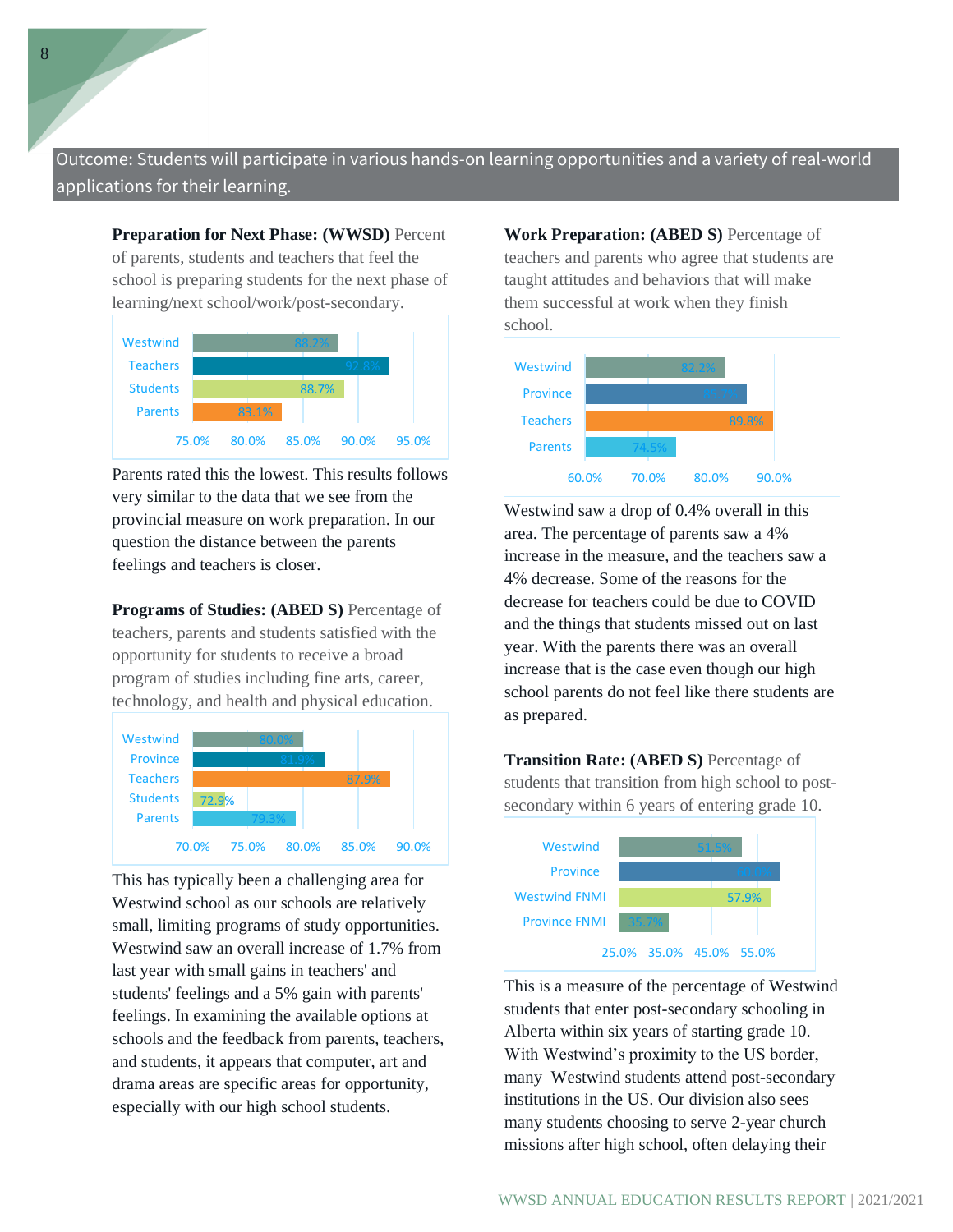## Outcome: Students will participate in various hands-on learning opportunities and a variety of real-world applications for their learning.

**Preparation for Next Phase: (WWSD)** Percent of parents, students and teachers that feel the school is preparing students for the next phase of learning/next school/work/post-secondary.

| Group | Percent |
|---|---|
| Westwind | 88.2% |
| Teachers | 92.8% |
| Students | 88.7% |
| Parents | 83.1% |

Parents rated this the lowest. This results follows very similar to the data that we see from the provincial measure on work preparation. In our question the distance between the parents feelings and teachers is closer.

**Programs of Studies: (ABED S)** Percentage of teachers, parents and students satisfied with the opportunity for students to receive a broad program of studies including fine arts, career, technology, and health and physical education.

| Group | Percent |
|---|---|
| Westwind | 80.0% |
| Province | 81.9% |
| Teachers | 87.9% |
| Students | 72.9% |
| Parents | 79.3% |

This has typically been a challenging area for Westwind school as our schools are relatively small, limiting programs of study opportunities. Westwind saw an overall increase of 1.7% from last year with small gains in teachers' and students' feelings and a 5% gain with parents' feelings. In examining the available options at schools and the feedback from parents, teachers, and students, it appears that computer, art and drama areas are specific areas for opportunity, especially with our high school students.

**Work Preparation: (ABED S)** Percentage of teachers and parents who agree that students are taught attitudes and behaviors that will make them successful at work when they finish school.

| Group | Percent |
|---|---|
| Westwind | 82.2% |
| Province | 85.7% |
| Teachers | 89.8% |
| Parents | 74.5% |

Westwind saw a drop of 0.4% overall in this area. The percentage of parents saw a 4% increase in the measure, and the teachers saw a 4% decrease. Some of the reasons for the decrease for teachers could be due to COVID and the things that students missed out on last year. With the parents there was an overall increase that is the case even though our high school parents do not feel like there students are as prepared.

**Transition Rate: (ABED S)** Percentage of students that transition from high school to post-secondary within 6 years of entering grade 10.

| Group | Percent |
|---|---|
| Westwind | 51.5% |
| Province | 60.1% |
| Westwind FNMI | 57.9% |
| Province FNMI | 35.7% |

This is a measure of the percentage of Westwind students that enter post-secondary schooling in Alberta within six years of starting grade 10. With Westwind's proximity to the US border, many Westwind students attend post-secondary institutions in the US. Our division also sees many students choosing to serve 2-year church missions after high school, often delaying their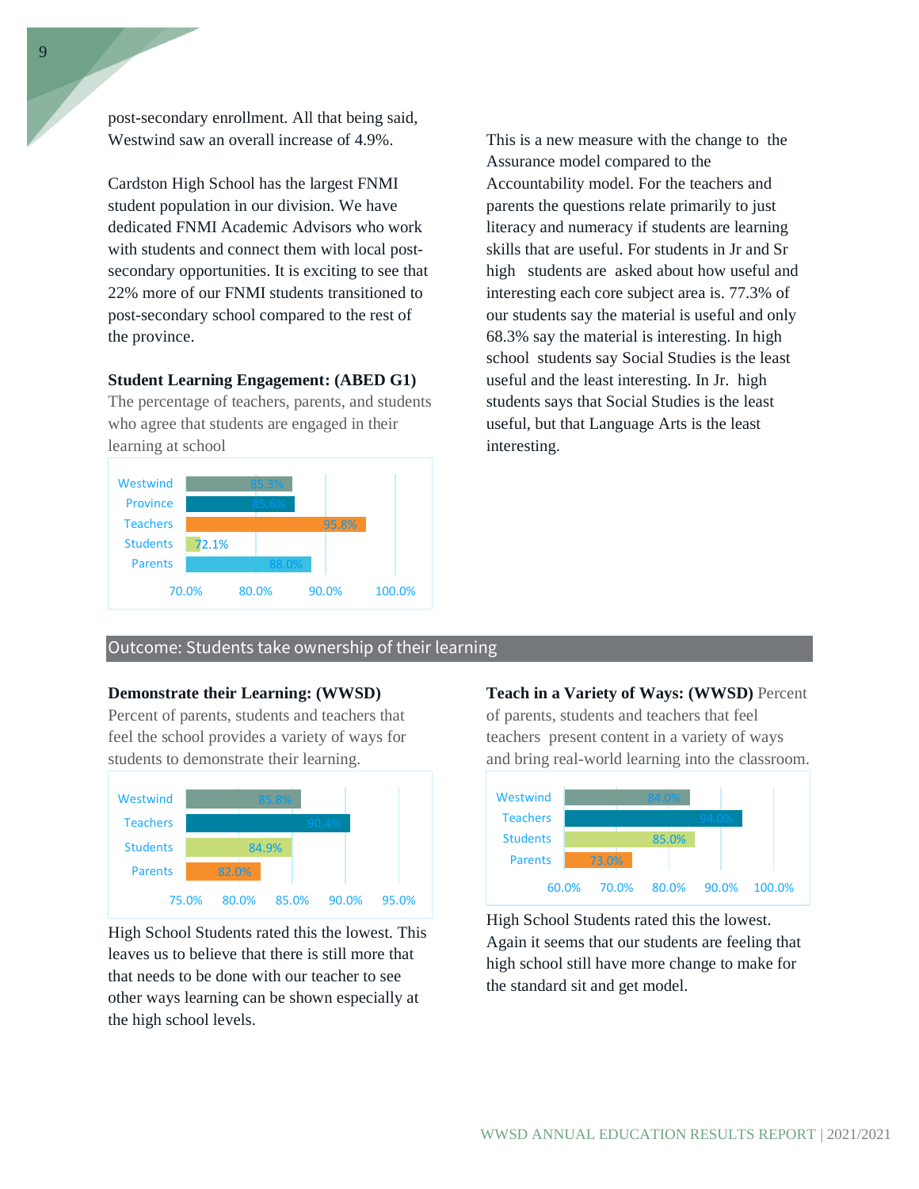post-secondary enrollment. All that being said, Westwind saw an overall increase of 4.9%.

Cardston High School has the largest FNMI student population in our division. We have dedicated FNMI Academic Advisors who work with students and connect them with local post-secondary opportunities. It is exciting to see that 22% more of our FNMI students transitioned to post-secondary school compared to the rest of the province.

**Student Learning Engagement: (ABED G1)**

The percentage of teachers, parents, and students who agree that students are engaged in their learning at school

| Group | Percentage |
|---|---|
| Westwind | 85.3% |
| Province | 85.6% |
| Teachers | 95.8% |
| Students | 72.1% |
| Parents | 88.0% |

This is a new measure with the change to the Assurance model compared to the Accountability model. For the teachers and parents the questions relate primarily to just literacy and numeracy if students are learning skills that are useful. For students in Jr and Sr high students are asked about how useful and interesting each core subject area is. 77.3% of our students say the material is useful and only 68.3% say the material is interesting. In high school students say Social Studies is the least useful and the least interesting. In Jr. high students says that Social Studies is the least useful, but that Language Arts is the least interesting.

## Outcome: Students take ownership of their learning

**Demonstrate their Learning: (WWSD)**

Percent of parents, students and teachers that feel the school provides a variety of ways for students to demonstrate their learning.

| Group | Percentage |
|---|---|
| Westwind | 85.8% |
| Teachers | 90.4% |
| Students | 84.9% |
| Parents | 82.0% |

High School Students rated this the lowest. This leaves us to believe that there is still more that that needs to be done with our teacher to see other ways learning can be shown especially at the high school levels.

**Teach in a Variety of Ways: (WWSD)** Percent of parents, students and teachers that feel teachers present content in a variety of ways and bring real-world learning into the classroom.

| Group | Percentage |
|---|---|
| Westwind | 84.0% |
| Teachers | 94.0% |
| Students | 85.0% |
| Parents | 73.0% |

High School Students rated this the lowest. Again it seems that our students are feeling that high school still have more change to make for the standard sit and get model.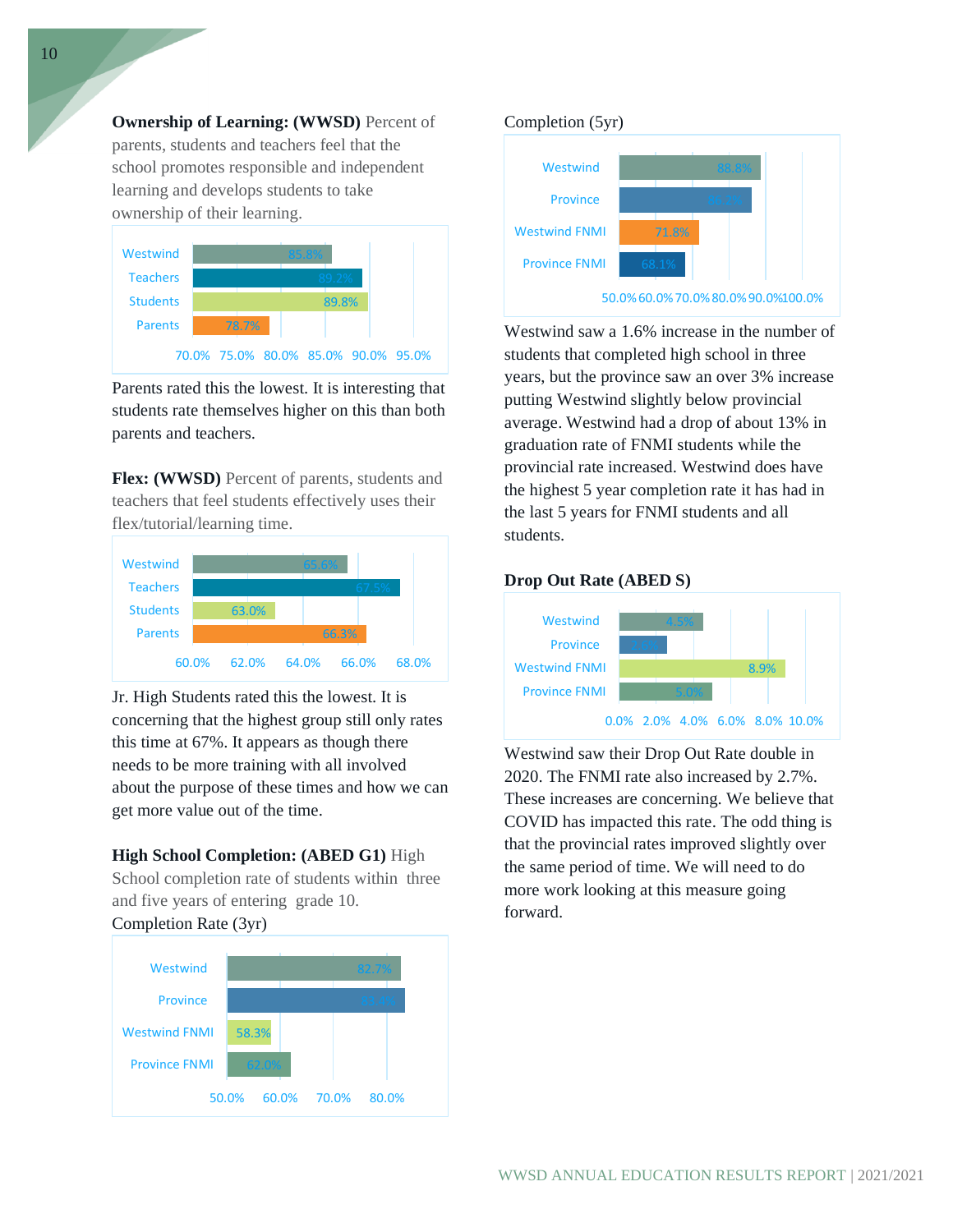**Ownership of Learning: (WWSD)** Percent of parents, students and teachers feel that the school promotes responsible and independent learning and develops students to take ownership of their learning.

| Group | Percent |
|---|---|
| Westwind | 85.8% |
| Teachers | 89.2% |
| Students | 89.8% |
| Parents | 78.7% |

Parents rated this the lowest. It is interesting that students rate themselves higher on this than both parents and teachers.

**Flex: (WWSD)** Percent of parents, students and teachers that feel students effectively uses their flex/tutorial/learning time.

| Group | Percent |
|---|---|
| Westwind | 65.6% |
| Teachers | 67.5% |
| Students | 63.0% |
| Parents | 66.3% |

Jr. High Students rated this the lowest. It is concerning that the highest group still only rates this time at 67%. It appears as though there needs to be more training with all involved about the purpose of these times and how we can get more value out of the time.

**High School Completion: (ABED G1)** High School completion rate of students within three and five years of entering grade 10.

Completion Rate (3yr)

| Group | Percent |
|---|---|
| Westwind | 82.7% |
| Province | 83.4% |
| Westwind FNMI | 58.3% |
| Province FNMI | 62.0% |

Completion (5yr)

| Group | Percent |
|---|---|
| Westwind | 88.8% |
| Province | 86.2% |
| Westwind FNMI | 71.8% |
| Province FNMI | 68.1% |

Westwind saw a 1.6% increase in the number of students that completed high school in three years, but the province saw an over 3% increase putting Westwind slightly below provincial average. Westwind had a drop of about 13% in graduation rate of FNMI students while the provincial rate increased. Westwind does have the highest 5 year completion rate it has had in the last 5 years for FNMI students and all students.

**Drop Out Rate (ABED S)**

| Group | Percent |
|---|---|
| Westwind | 4.5% |
| Province | 2.6% |
| Westwind FNMI | 8.9% |
| Province FNMI | 5.0% |

Westwind saw their Drop Out Rate double in 2020. The FNMI rate also increased by 2.7%. These increases are concerning. We believe that COVID has impacted this rate. The odd thing is that the provincial rates improved slightly over the same period of time. We will need to do more work looking at this measure going forward.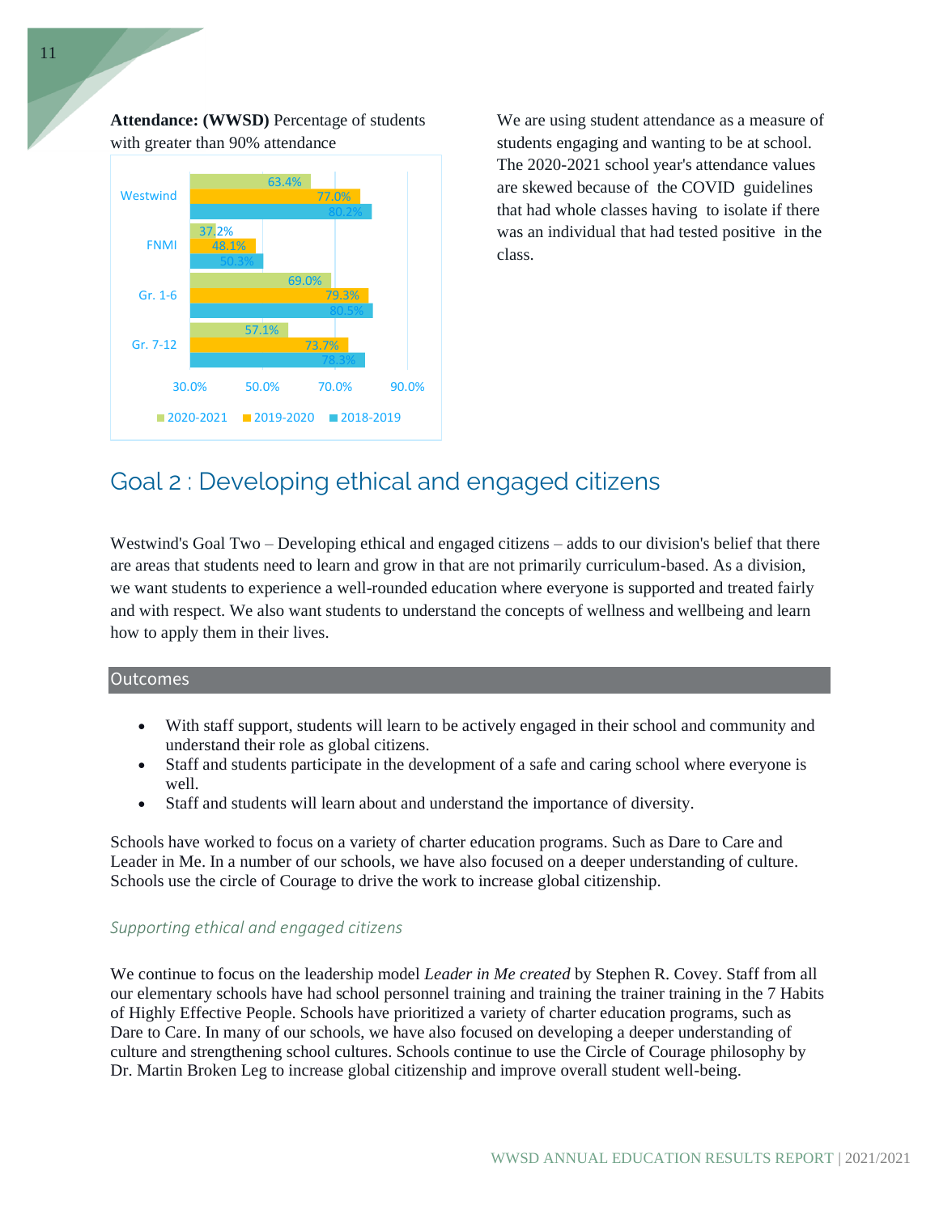**Attendance: (WWSD)** Percentage of students with greater than 90% attendance

| | 2020-2021 | 2019-2020 | 2018-2019 |
|---|---|---|---|
| Westwind | 63.4% | 77.0% | 80.2% |
| FNMI | 37.2% | 48.1% | 50.3% |
| Gr. 1-6 | 69.0% | 79.3% | 80.5% |
| Gr. 7-12 | 57.1% | 73.7% | 78.3% |

We are using student attendance as a measure of students engaging and wanting to be at school. The 2020-2021 school year's attendance values are skewed because of the COVID guidelines that had whole classes having to isolate if there was an individual that had tested positive in the class.

# Goal 2 : Developing ethical and engaged citizens

Westwind's Goal Two – Developing ethical and engaged citizens – adds to our division's belief that there are areas that students need to learn and grow in that are not primarily curriculum-based. As a division, we want students to experience a well-rounded education where everyone is supported and treated fairly and with respect. We also want students to understand the concepts of wellness and wellbeing and learn how to apply them in their lives.

## Outcomes

- With staff support, students will learn to be actively engaged in their school and community and understand their role as global citizens.
- Staff and students participate in the development of a safe and caring school where everyone is well.
- Staff and students will learn about and understand the importance of diversity.

Schools have worked to focus on a variety of charter education programs. Such as Dare to Care and Leader in Me. In a number of our schools, we have also focused on a deeper understanding of culture. Schools use the circle of Courage to drive the work to increase global citizenship.

### *Supporting ethical and engaged citizens*

We continue to focus on the leadership model *Leader in Me created* by Stephen R. Covey. Staff from all our elementary schools have had school personnel training and training the trainer training in the 7 Habits of Highly Effective People. Schools have prioritized a variety of charter education programs, such as Dare to Care. In many of our schools, we have also focused on developing a deeper understanding of culture and strengthening school cultures. Schools continue to use the Circle of Courage philosophy by Dr. Martin Broken Leg to increase global citizenship and improve overall student well-being.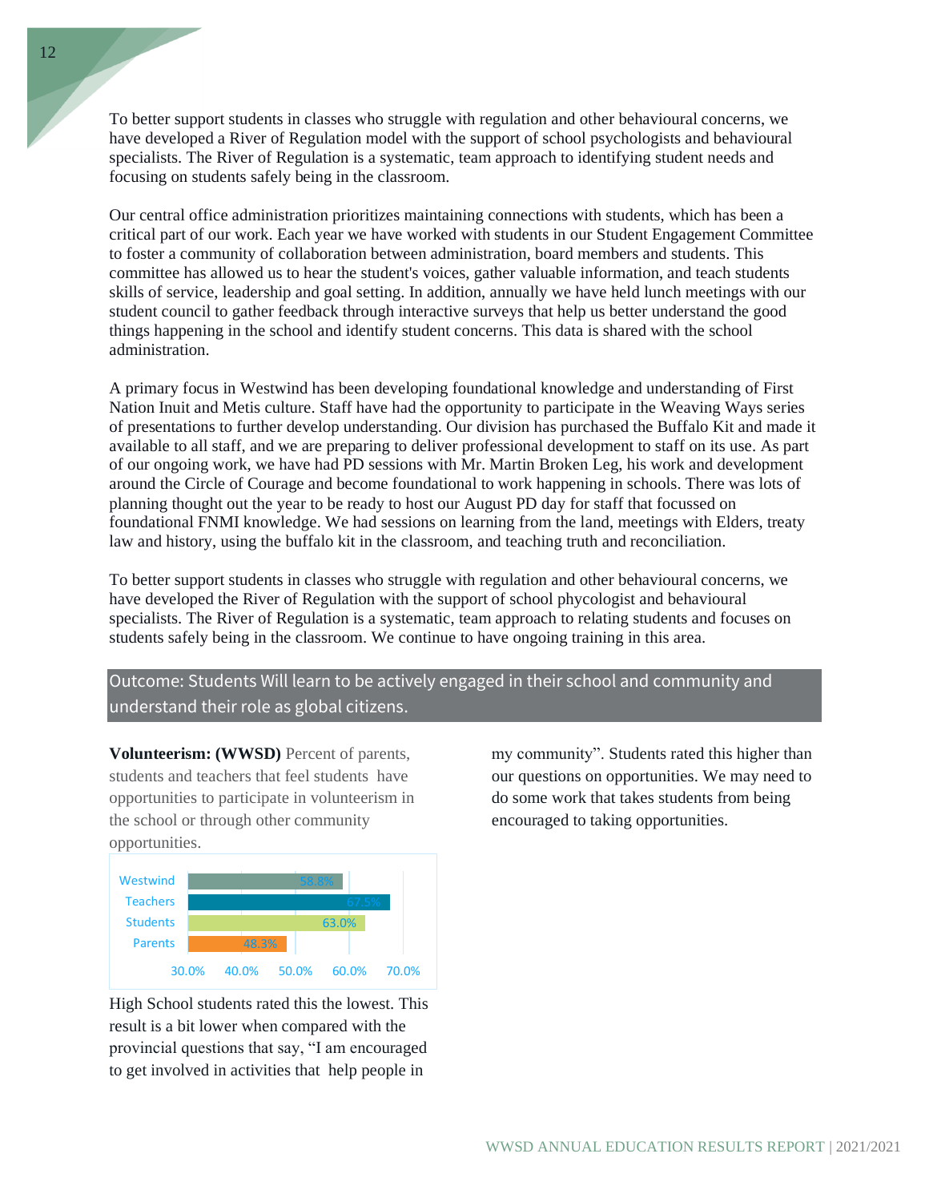To better support students in classes who struggle with regulation and other behavioural concerns, we have developed a River of Regulation model with the support of school psychologists and behavioural specialists. The River of Regulation is a systematic, team approach to identifying student needs and focusing on students safely being in the classroom.

Our central office administration prioritizes maintaining connections with students, which has been a critical part of our work. Each year we have worked with students in our Student Engagement Committee to foster a community of collaboration between administration, board members and students. This committee has allowed us to hear the student's voices, gather valuable information, and teach students skills of service, leadership and goal setting. In addition, annually we have held lunch meetings with our student council to gather feedback through interactive surveys that help us better understand the good things happening in the school and identify student concerns. This data is shared with the school administration.

A primary focus in Westwind has been developing foundational knowledge and understanding of First Nation Inuit and Metis culture. Staff have had the opportunity to participate in the Weaving Ways series of presentations to further develop understanding. Our division has purchased the Buffalo Kit and made it available to all staff, and we are preparing to deliver professional development to staff on its use. As part of our ongoing work, we have had PD sessions with Mr. Martin Broken Leg, his work and development around the Circle of Courage and become foundational to work happening in schools. There was lots of planning thought out the year to be ready to host our August PD day for staff that focussed on foundational FNMI knowledge. We had sessions on learning from the land, meetings with Elders, treaty law and history, using the buffalo kit in the classroom, and teaching truth and reconciliation.

To better support students in classes who struggle with regulation and other behavioural concerns, we have developed the River of Regulation with the support of school phycologist and behavioural specialists. The River of Regulation is a systematic, team approach to relating students and focuses on students safely being in the classroom. We continue to have ongoing training in this area.

## Outcome: Students Will learn to be actively engaged in their school and community and understand their role as global citizens.

**Volunteerism: (WWSD)** Percent of parents, students and teachers that feel students have opportunities to participate in volunteerism in the school or through other community opportunities.

| Group | Percent |
| --- | --- |
| Westwind | 58.8% |
| Teachers | 67.5% |
| Students | 63.0% |
| Parents | 48.3% |

High School students rated this the lowest. This result is a bit lower when compared with the provincial questions that say, "I am encouraged to get involved in activities that help people in my community". Students rated this higher than our questions on opportunities. We may need to do some work that takes students from being encouraged to taking opportunities.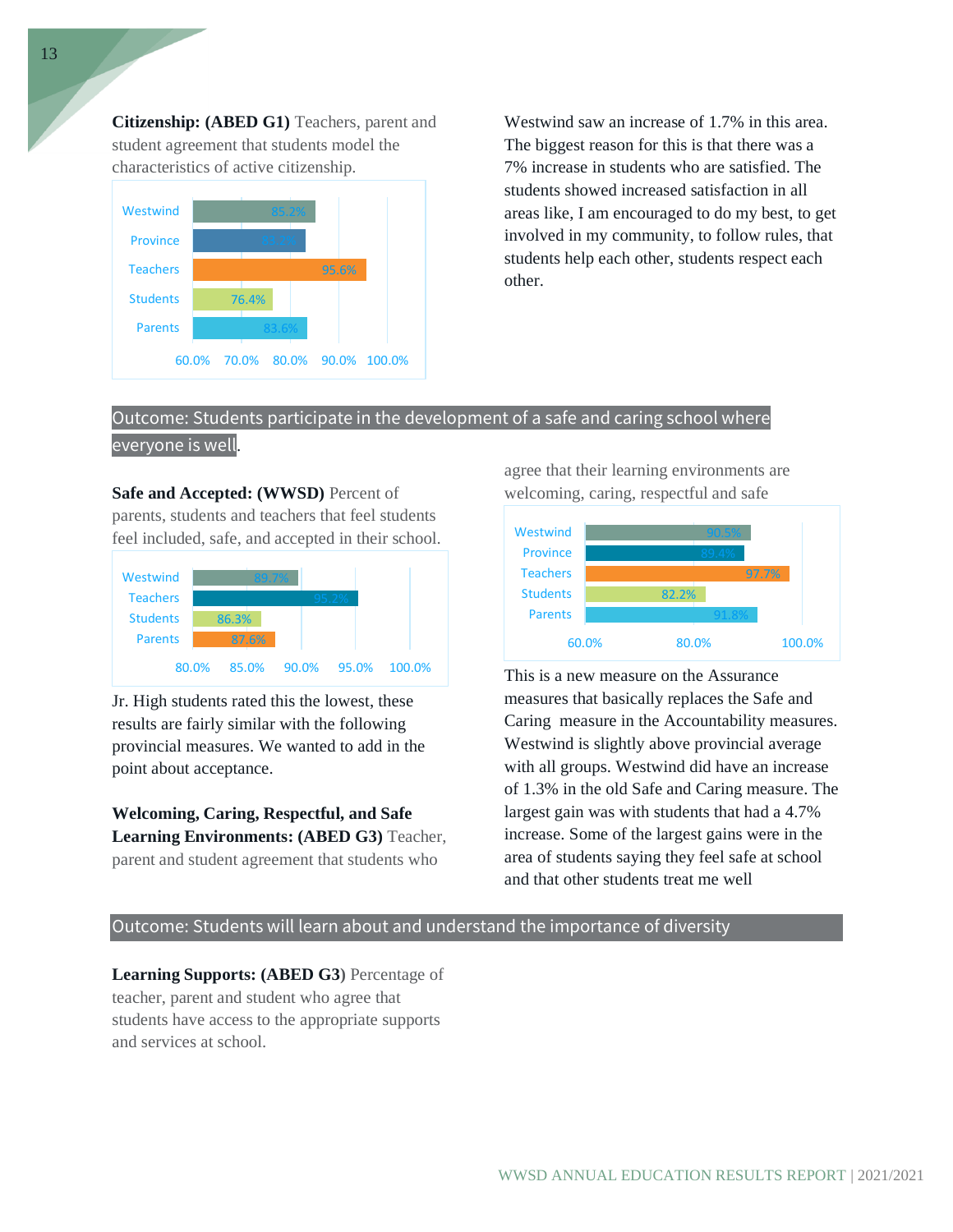**Citizenship: (ABED G1)** Teachers, parent and student agreement that students model the characteristics of active citizenship.

| | Percent |
|---|---|
| Westwind | 85.2% |
| Province | |
| Teachers | 95.6% |
| Students | 76.4% |
| Parents | 83.6% |

Westwind saw an increase of 1.7% in this area. The biggest reason for this is that there was a 7% increase in students who are satisfied. The students showed increased satisfaction in all areas like, I am encouraged to do my best, to get involved in my community, to follow rules, that students help each other, students respect each other.

## Outcome: Students participate in the development of a safe and caring school where everyone is well.

**Safe and Accepted: (WWSD)** Percent of parents, students and teachers that feel students feel included, safe, and accepted in their school.

| | Percent |
|---|---|
| Westwind | 89.7% |
| Teachers | 95.2% |
| Students | 86.3% |
| Parents | 87.6% |

Jr. High students rated this the lowest, these results are fairly similar with the following provincial measures. We wanted to add in the point about acceptance.

**Welcoming, Caring, Respectful, and Safe Learning Environments: (ABED G3)** Teacher, parent and student agreement that students who agree that their learning environments are welcoming, caring, respectful and safe

| | Percent |
|---|---|
| Westwind | 90.5% |
| Province | 89.4% |
| Teachers | 97.7% |
| Students | 82.2% |
| Parents | 91.8% |

This is a new measure on the Assurance measures that basically replaces the Safe and Caring measure in the Accountability measures. Westwind is slightly above provincial average with all groups. Westwind did have an increase of 1.3% in the old Safe and Caring measure. The largest gain was with students that had a 4.7% increase. Some of the largest gains were in the area of students saying they feel safe at school and that other students treat me well

## Outcome: Students will learn about and understand the importance of diversity

**Learning Supports: (ABED G3)** Percentage of teacher, parent and student who agree that students have access to the appropriate supports and services at school.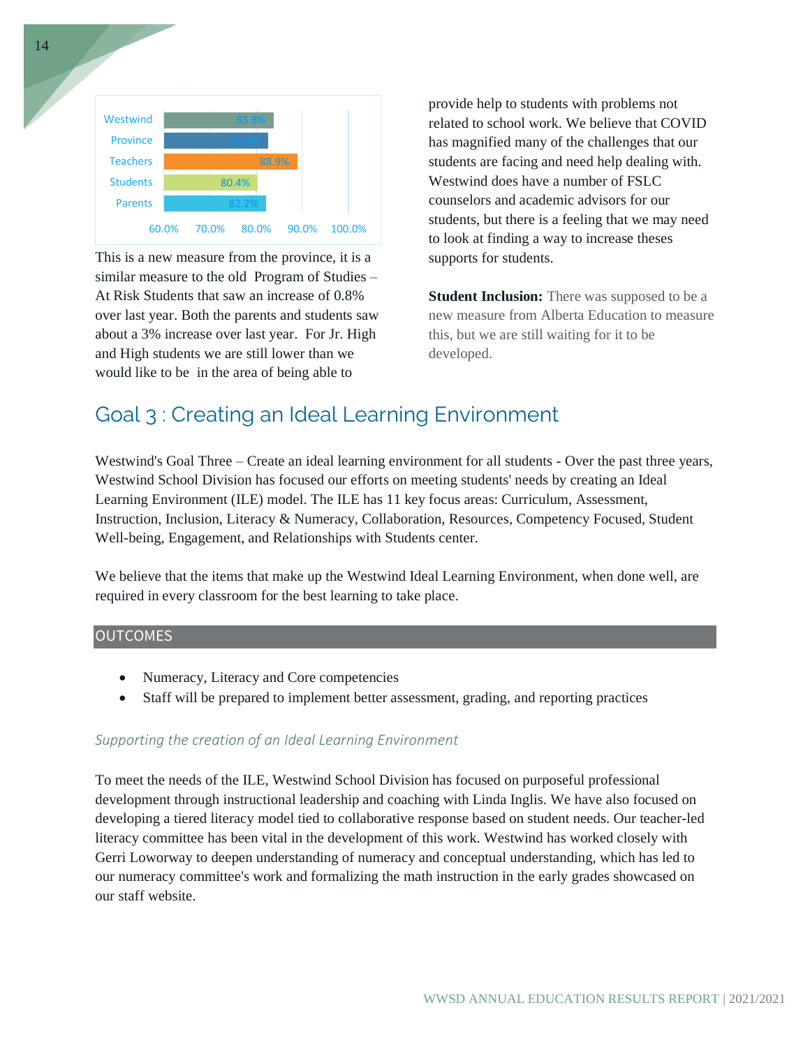| | |
|---|---|
| Westwind | 83.8% |
| Province | 82.6% |
| Teachers | 88.9% |
| Students | 80.4% |
| Parents | 82.2% |

This is a new measure from the province, it is a similar measure to the old Program of Studies – At Risk Students that saw an increase of 0.8% over last year. Both the parents and students saw about a 3% increase over last year. For Jr. High and High students we are still lower than we would like to be in the area of being able to provide help to students with problems not related to school work. We believe that COVID has magnified many of the challenges that our students are facing and need help dealing with. Westwind does have a number of FSLC counselors and academic advisors for our students, but there is a feeling that we may need to look at finding a way to increase theses supports for students.

**Student Inclusion:** There was supposed to be a new measure from Alberta Education to measure this, but we are still waiting for it to be developed.

## Goal 3 : Creating an Ideal Learning Environment

Westwind's Goal Three – Create an ideal learning environment for all students - Over the past three years, Westwind School Division has focused our efforts on meeting students' needs by creating an Ideal Learning Environment (ILE) model. The ILE has 11 key focus areas: Curriculum, Assessment, Instruction, Inclusion, Literacy & Numeracy, Collaboration, Resources, Competency Focused, Student Well-being, Engagement, and Relationships with Students center.

We believe that the items that make up the Westwind Ideal Learning Environment, when done well, are required in every classroom for the best learning to take place.

### OUTCOMES

- Numeracy, Literacy and Core competencies
- Staff will be prepared to implement better assessment, grading, and reporting practices

*Supporting the creation of an Ideal Learning Environment*

To meet the needs of the ILE, Westwind School Division has focused on purposeful professional development through instructional leadership and coaching with Linda Inglis. We have also focused on developing a tiered literacy model tied to collaborative response based on student needs. Our teacher-led literacy committee has been vital in the development of this work. Westwind has worked closely with Gerri Loworway to deepen understanding of numeracy and conceptual understanding, which has led to our numeracy committee's work and formalizing the math instruction in the early grades showcased on our staff website.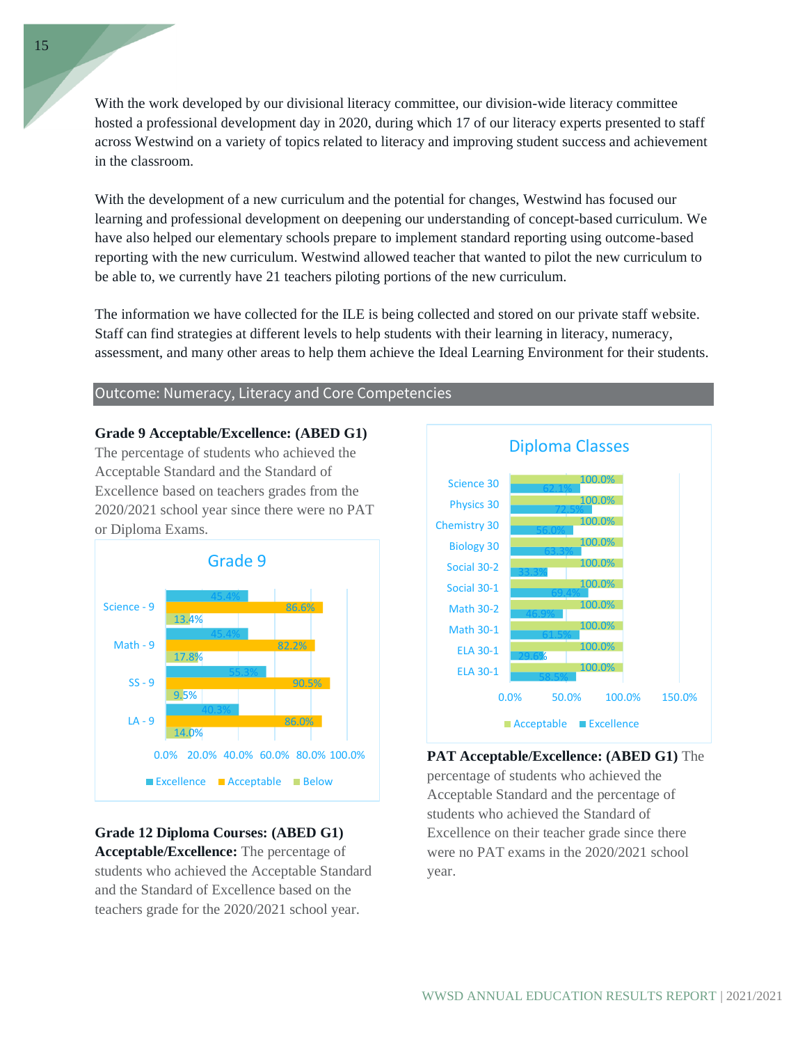With the work developed by our divisional literacy committee, our division-wide literacy committee hosted a professional development day in 2020, during which 17 of our literacy experts presented to staff across Westwind on a variety of topics related to literacy and improving student success and achievement in the classroom.

With the development of a new curriculum and the potential for changes, Westwind has focused our learning and professional development on deepening our understanding of concept-based curriculum. We have also helped our elementary schools prepare to implement standard reporting using outcome-based reporting with the new curriculum. Westwind allowed teacher that wanted to pilot the new curriculum to be able to, we currently have 21 teachers piloting portions of the new curriculum.

The information we have collected for the ILE is being collected and stored on our private staff website. Staff can find strategies at different levels to help students with their learning in literacy, numeracy, assessment, and many other areas to help them achieve the Ideal Learning Environment for their students.

## Outcome: Numeracy, Literacy and Core Competencies

**Grade 9 Acceptable/Excellence: (ABED G1)**
The percentage of students who achieved the Acceptable Standard and the Standard of Excellence based on teachers grades from the 2020/2021 school year since there were no PAT or Diploma Exams.

**Grade 9**

| | Excellence | Acceptable | Below |
|---|---|---|---|
| Science - 9 | 45.4% | 86.6% | 13.4% |
| Math - 9 | 45.4% | 82.2% | 17.8% |
| SS - 9 | 55.3% | 90.5% | 9.5% |
| LA - 9 | 40.3% | 86.0% | 14.0% |

**Grade 12 Diploma Courses: (ABED G1) Acceptable/Excellence:** The percentage of students who achieved the Acceptable Standard and the Standard of Excellence based on the teachers grade for the 2020/2021 school year.

**Diploma Classes**

| | Acceptable | Excellence |
|---|---|---|
| Science 30 | 100.0% | 62.1% |
| Physics 30 | 100.0% | 72.5% |
| Chemistry 30 | 100.0% | 56.0% |
| Biology 30 | 100.0% | 63.3% |
| Social 30-2 | 100.0% | 33.3% |
| Social 30-1 | 100.0% | 69.4% |
| Math 30-2 | 100.0% | 46.9% |
| Math 30-1 | 100.0% | 61.5% |
| ELA 30-1 | 100.0% | 29.6% |
| ELA 30-1 | 100.0% | 58.5% |

**PAT Acceptable/Excellence: (ABED G1)** The percentage of students who achieved the Acceptable Standard and the percentage of students who achieved the Standard of Excellence on their teacher grade since there were no PAT exams in the 2020/2021 school year.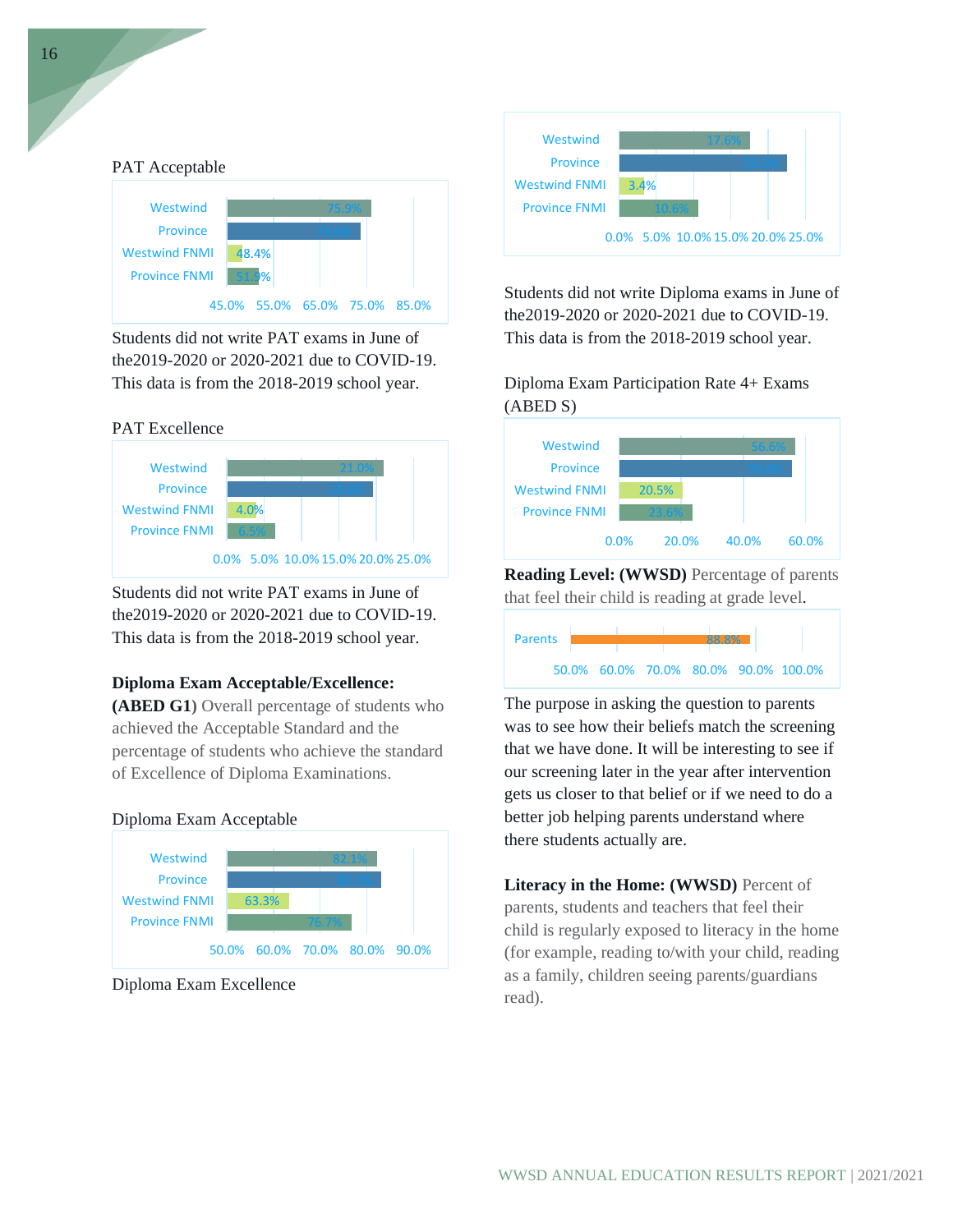PAT Acceptable

| | |
|---|---|
| Westwind | 75.9% |
| Province | 73.8% |
| Westwind FNMI | 48.4% |
| Province FNMI | 51.9% |

Students did not write PAT exams in June of the2019-2020 or 2020-2021 due to COVID-19. This data is from the 2018-2019 school year.

PAT Excellence

| | |
|---|---|
| Westwind | 21.0% |
| Province | 19.6% |
| Westwind FNMI | 4.0% |
| Province FNMI | 6.5% |

Students did not write PAT exams in June of the2019-2020 or 2020-2021 due to COVID-19. This data is from the 2018-2019 school year.

**Diploma Exam Acceptable/Excellence: (ABED G1)** Overall percentage of students who achieved the Acceptable Standard and the percentage of students who achieve the standard of Excellence of Diploma Examinations.

Diploma Exam Acceptable

| | |
|---|---|
| Westwind | 82.1% |
| Province | 83.1% |
| Westwind FNMI | 63.3% |
| Province FNMI | 76.7% |

Diploma Exam Excellence

| | |
|---|---|
| Westwind | 17.6% |
| Province | 21.7% |
| Westwind FNMI | 3.4% |
| Province FNMI | 10.6% |

Students did not write Diploma exams in June of the2019-2020 or 2020-2021 due to COVID-19. This data is from the 2018-2019 school year.

Diploma Exam Participation Rate 4+ Exams (ABED S)

| | |
|---|---|
| Westwind | 56.6% |
| Province | 55.6% |
| Westwind FNMI | 20.5% |
| Province FNMI | 23.6% |

**Reading Level: (WWSD)** Percentage of parents that feel their child is reading at grade level.

| | |
|---|---|
| Parents | 88.8% |

The purpose in asking the question to parents was to see how their beliefs match the screening that we have done. It will be interesting to see if our screening later in the year after intervention gets us closer to that belief or if we need to do a better job helping parents understand where there students actually are.

**Literacy in the Home: (WWSD)** Percent of parents, students and teachers that feel their child is regularly exposed to literacy in the home (for example, reading to/with your child, reading as a family, children seeing parents/guardians read).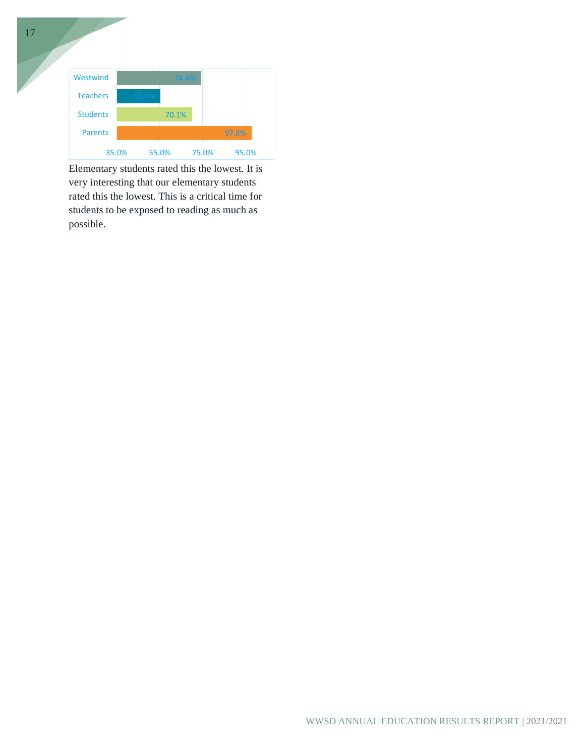| Group | Percentage |
|---|---|
| Westwind | 74.4% |
| Teachers | 55.4% |
| Students | 70.1% |
| Parents | 97.8% |

Elementary students rated this the lowest. It is very interesting that our elementary students rated this the lowest. This is a critical time for students to be exposed to reading as much as possible.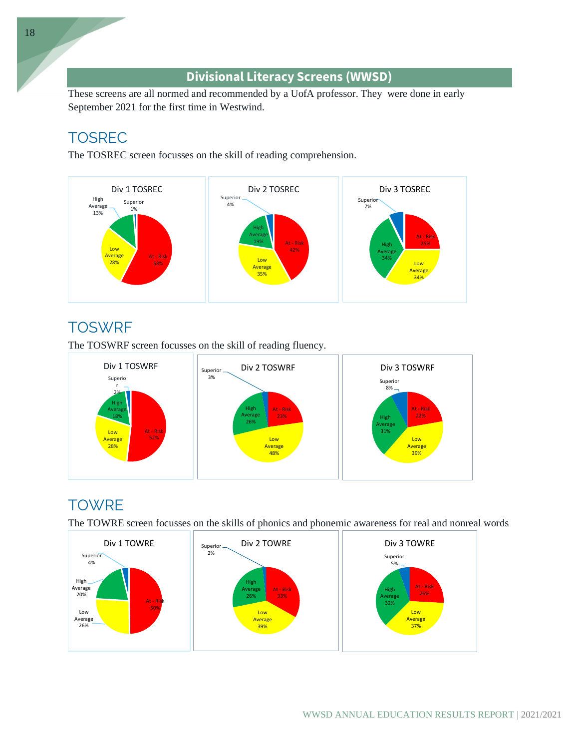## Divisional Literacy Screens (WWSD)

These screens are all normed and recommended by a UofA professor. They were done in early September 2021 for the first time in Westwind.

### TOSREC

The TOSREC screen focusses on the skill of reading comprehension.

**Div 1 TOSREC**

| Category | Percent |
|---|---|
| At - Risk | 58% |
| Low Average | 28% |
| High Average | 13% |
| Superior | 1% |

**Div 2 TOSREC**

| Category | Percent |
|---|---|
| At - Risk | 42% |
| Low Average | 35% |
| High Average | 19% |
| Superior | 4% |

**Div 3 TOSREC**

| Category | Percent |
|---|---|
| At - Risk | 25% |
| Low Average | 34% |
| High Average | 34% |
| Superior | 7% |

### TOSWRF

The TOSWRF screen focusses on the skill of reading fluency.

**Div 1 TOSWRF**

| Category | Percent |
|---|---|
| At - Risk | 52% |
| Low Average | 28% |
| High Average | 18% |
| Superior | 2% |

**Div 2 TOSWRF**

| Category | Percent |
|---|---|
| At - Risk | 23% |
| Low Average | 48% |
| High Average | 26% |
| Superior | 3% |

**Div 3 TOSWRF**

| Category | Percent |
|---|---|
| At - Risk | 22% |
| Low Average | 39% |
| High Average | 31% |
| Superior | 8% |

### TOWRE

The TOWRE screen focusses on the skills of phonics and phonemic awareness for real and nonreal words

**Div 1 TOWRE**

| Category | Percent |
|---|---|
| At - Risk | 50% |
| Low Average | 26% |
| High Average | 20% |
| Superior | 4% |

**Div 2 TOWRE**

| Category | Percent |
|---|---|
| At - Risk | 33% |
| Low Average | 39% |
| High Average | 26% |
| Superior | 2% |

**Div 3 TOWRE**

| Category | Percent |
|---|---|
| At - Risk | 26% |
| Low Average | 37% |
| High Average | 32% |
| Superior | 5% |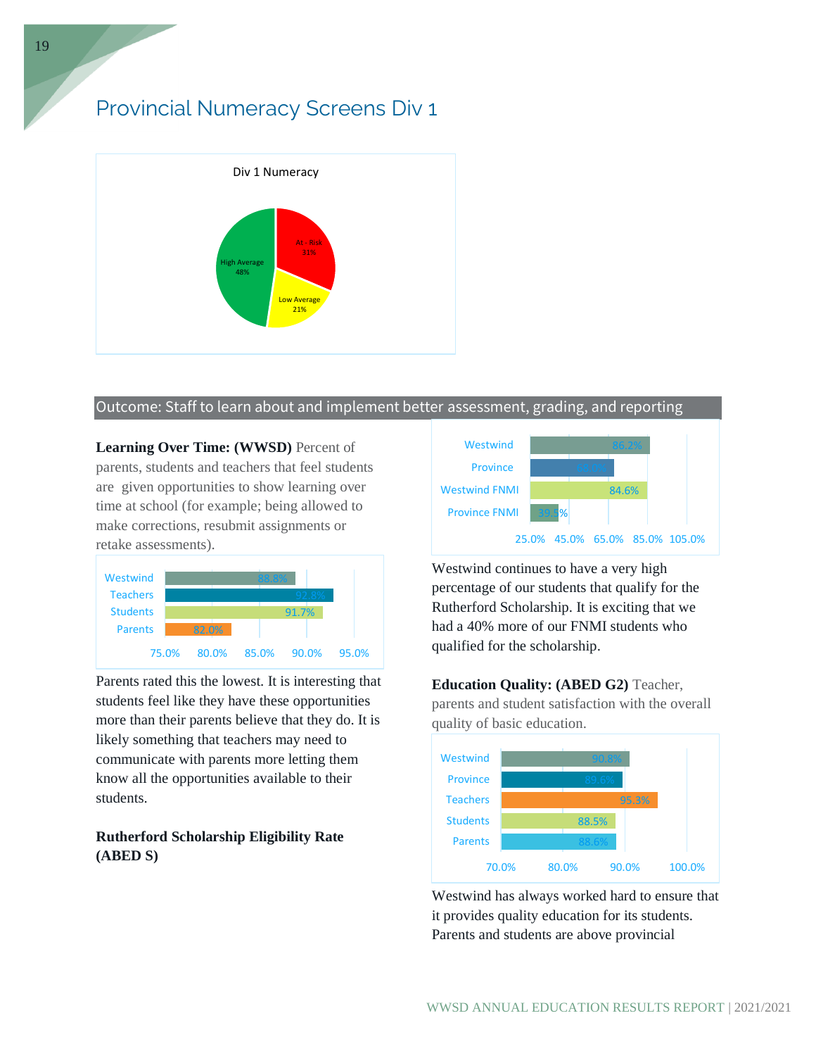# Provincial Numeracy Screens Div 1

Div 1 Numeracy

| Category | Percent |
| --- | --- |
| At - Risk | 31% |
| Low Average | 21% |
| High Average | 48% |

## Outcome: Staff to learn about and implement better assessment, grading, and reporting

**Learning Over Time: (WWSD)** Percent of parents, students and teachers that feel students are given opportunities to show learning over time at school (for example; being allowed to make corrections, resubmit assignments or retake assessments).

| | |
| --- | --- |
| Westwind | 88.8% |
| Teachers | 92.8% |
| Students | 91.7% |
| Parents | 82.0% |

Parents rated this the lowest. It is interesting that students feel like they have these opportunities more than their parents believe that they do. It is likely something that teachers may need to communicate with parents more letting them know all the opportunities available to their students.

**Rutherford Scholarship Eligibility Rate (ABED S)**

| | |
| --- | --- |
| Westwind | 86.2% |
| Province | 68.0% |
| Westwind FNMI | 84.6% |
| Province FNMI | 39.5% |

Westwind continues to have a very high percentage of our students that qualify for the Rutherford Scholarship. It is exciting that we had a 40% more of our FNMI students who qualified for the scholarship.

**Education Quality: (ABED G2)** Teacher, parents and student satisfaction with the overall quality of basic education.

| | |
| --- | --- |
| Westwind | 90.8% |
| Province | 89.6% |
| Teachers | 95.3% |
| Students | 88.5% |
| Parents | 88.6% |

Westwind has always worked hard to ensure that it provides quality education for its students. Parents and students are above provincial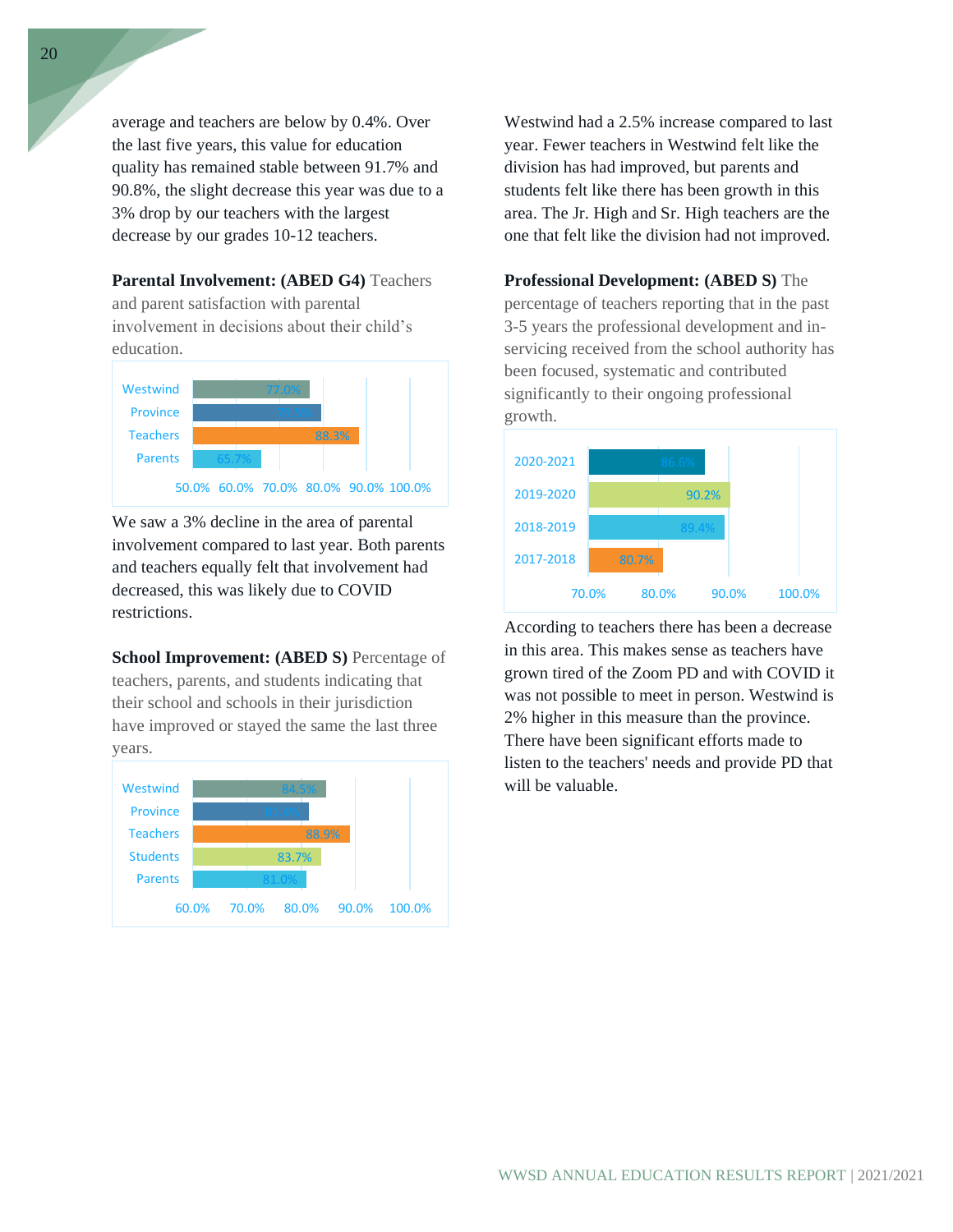average and teachers are below by 0.4%. Over the last five years, this value for education quality has remained stable between 91.7% and 90.8%, the slight decrease this year was due to a 3% drop by our teachers with the largest decrease by our grades 10-12 teachers.

**Parental Involvement: (ABED G4)** Teachers and parent satisfaction with parental involvement in decisions about their child's education.

| | |
|---|---|
| Westwind | 77.0% |
| Province | |
| Teachers | 88.3% |
| Parents | 65.7% |

We saw a 3% decline in the area of parental involvement compared to last year. Both parents and teachers equally felt that involvement had decreased, this was likely due to COVID restrictions.

**School Improvement: (ABED S)** Percentage of teachers, parents, and students indicating that their school and schools in their jurisdiction have improved or stayed the same the last three years.

| | |
|---|---|
| Westwind | 84.5% |
| Province | |
| Teachers | 88.9% |
| Students | 83.7% |
| Parents | 81.0% |

Westwind had a 2.5% increase compared to last year. Fewer teachers in Westwind felt like the division has had improved, but parents and students felt like there has been growth in this area. The Jr. High and Sr. High teachers are the one that felt like the division had not improved.

**Professional Development: (ABED S)** The percentage of teachers reporting that in the past 3-5 years the professional development and in-servicing received from the school authority has been focused, systematic and contributed significantly to their ongoing professional growth.

| | |
|---|---|
| 2020-2021 | 86.6% |
| 2019-2020 | 90.2% |
| 2018-2019 | 89.4% |
| 2017-2018 | 80.7% |

According to teachers there has been a decrease in this area. This makes sense as teachers have grown tired of the Zoom PD and with COVID it was not possible to meet in person. Westwind is 2% higher in this measure than the province. There have been significant efforts made to listen to the teachers' needs and provide PD that will be valuable.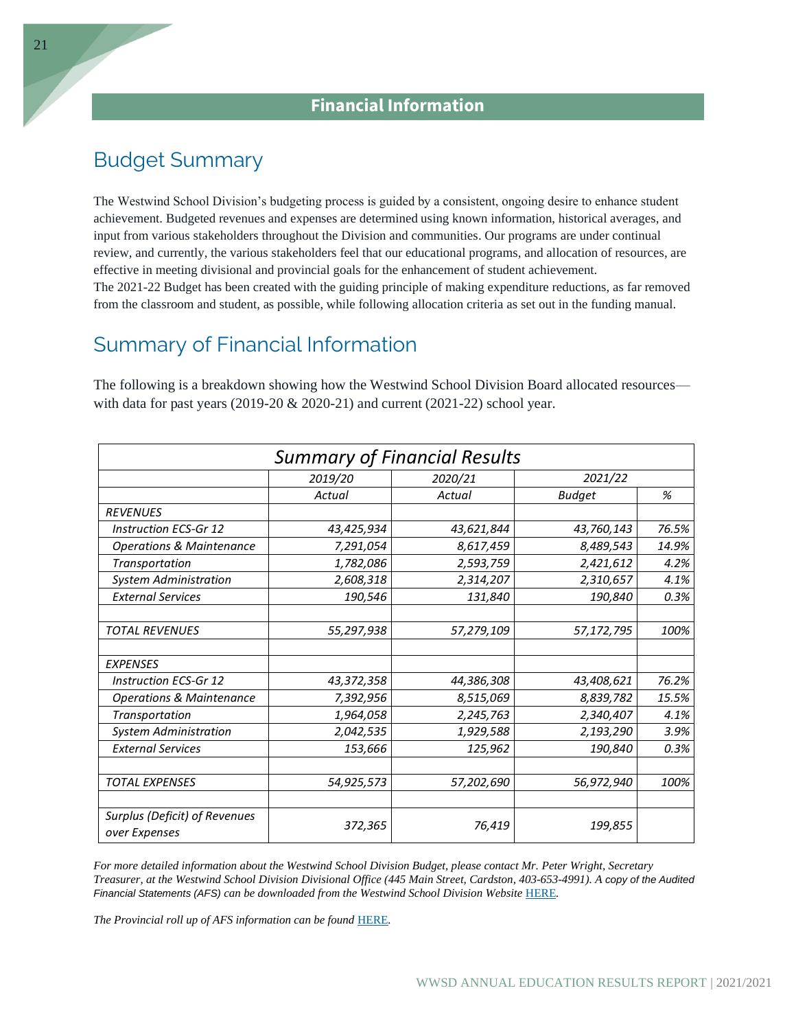# Financial Information

## Budget Summary

The Westwind School Division's budgeting process is guided by a consistent, ongoing desire to enhance student achievement. Budgeted revenues and expenses are determined using known information, historical averages, and input from various stakeholders throughout the Division and communities. Our programs are under continual review, and currently, the various stakeholders feel that our educational programs, and allocation of resources, are effective in meeting divisional and provincial goals for the enhancement of student achievement.
The 2021-22 Budget has been created with the guiding principle of making expenditure reductions, as far removed from the classroom and student, as possible, while following allocation criteria as set out in the funding manual.

## Summary of Financial Information

The following is a breakdown showing how the Westwind School Division Board allocated resources—with data for past years (2019-20 & 2020-21) and current (2021-22) school year.

| *Summary of Financial Results* | | | | |
|---|---|---|---|---|
| | *2019/20* | *2020/21* | *2021/22* | |
| | *Actual* | *Actual* | *Budget* | *%* |
| *REVENUES* | | | | |
| *Instruction ECS-Gr 12* | *43,425,934* | *43,621,844* | *43,760,143* | *76.5%* |
| *Operations & Maintenance* | *7,291,054* | *8,617,459* | *8,489,543* | *14.9%* |
| *Transportation* | *1,782,086* | *2,593,759* | *2,421,612* | *4.2%* |
| *System Administration* | *2,608,318* | *2,314,207* | *2,310,657* | *4.1%* |
| *External Services* | *190,546* | *131,840* | *190,840* | *0.3%* |
| | | | | |
| *TOTAL REVENUES* | *55,297,938* | *57,279,109* | *57,172,795* | *100%* |
| | | | | |
| *EXPENSES* | | | | |
| *Instruction ECS-Gr 12* | *43,372,358* | *44,386,308* | *43,408,621* | *76.2%* |
| *Operations & Maintenance* | *7,392,956* | *8,515,069* | *8,839,782* | *15.5%* |
| *Transportation* | *1,964,058* | *2,245,763* | *2,340,407* | *4.1%* |
| *System Administration* | *2,042,535* | *1,929,588* | *2,193,290* | *3.9%* |
| *External Services* | *153,666* | *125,962* | *190,840* | *0.3%* |
| | | | | |
| *TOTAL EXPENSES* | *54,925,573* | *57,202,690* | *56,972,940* | *100%* |
| | | | | |
| *Surplus (Deficit) of Revenues over Expenses* | *372,365* | *76,419* | *199,855* | |

*For more detailed information about the Westwind School Division Budget, please contact Mr. Peter Wright, Secretary Treasurer, at the Westwind School Division Divisional Office (445 Main Street, Cardston, 403-653-4991). A copy of the Audited Financial Statements (AFS) can be downloaded from the Westwind School Division Website [HERE](#).*

*The Provincial roll up of AFS information can be found [HERE](#).*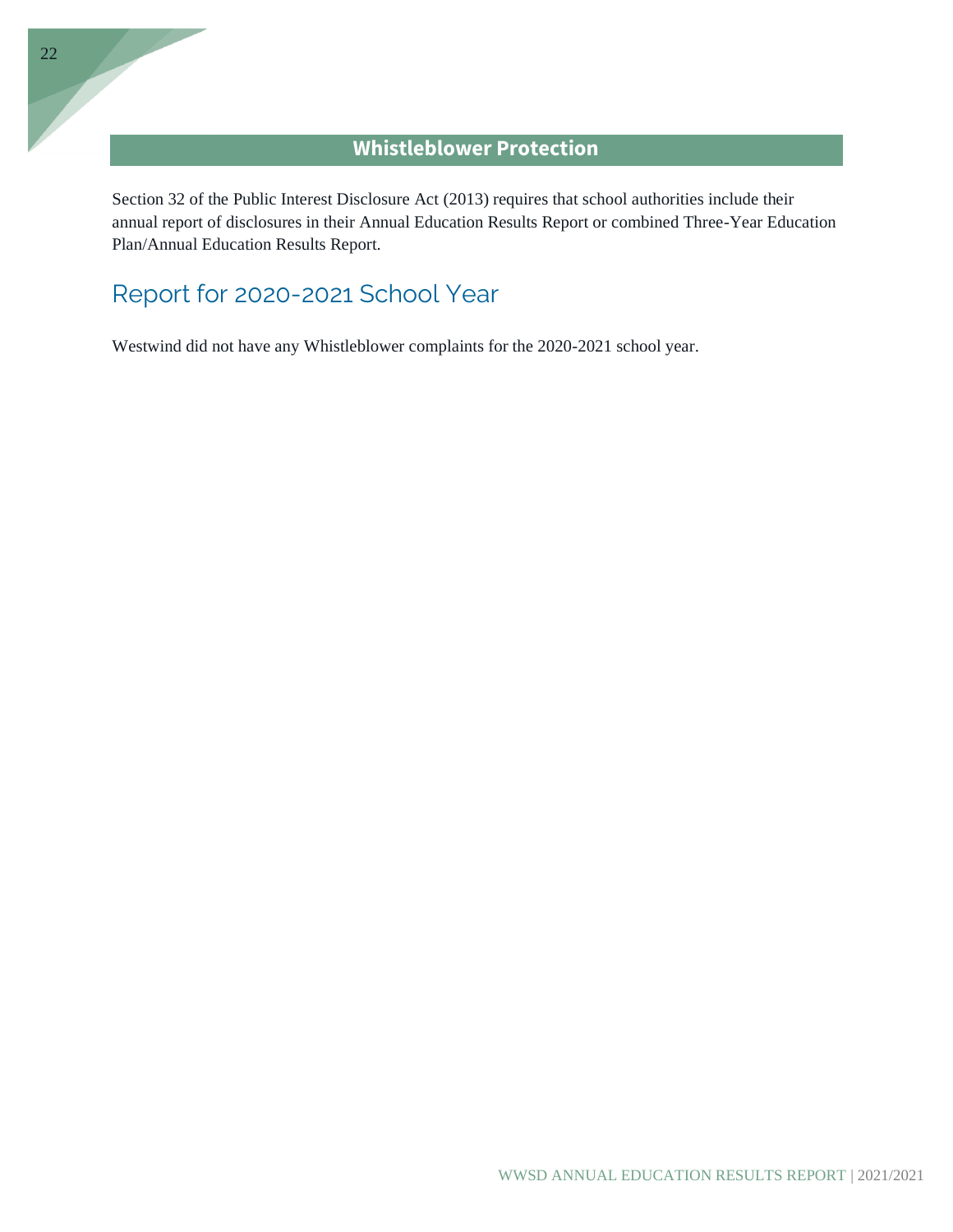## Whistleblower Protection

Section 32 of the Public Interest Disclosure Act (2013) requires that school authorities include their annual report of disclosures in their Annual Education Results Report or combined Three-Year Education Plan/Annual Education Results Report.

## Report for 2020-2021 School Year

Westwind did not have any Whistleblower complaints for the 2020-2021 school year.